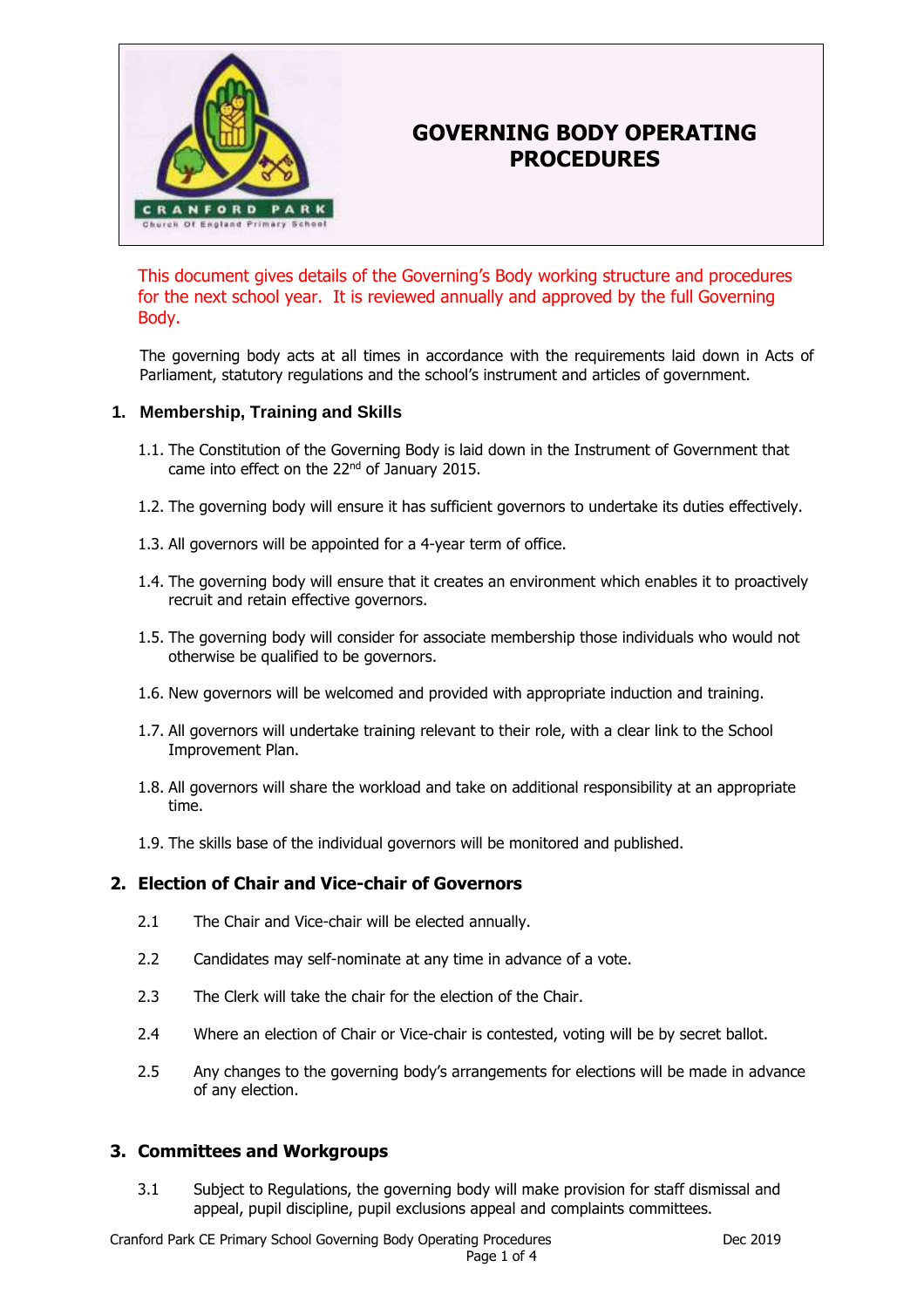# GOVERNING BODY OPERATING PROCEDURES

This document gives details of the Governing's Body working structure and procedures for the next school year. It is reviewed annually and approved by the full Governing Body.

The governing body acts at all times in accordance with the requirements laid down in Acts of Parliament, statutory regulations and the school's instrument and articles of government.

## 1. Membership, Training and Skills

1.1. The Constitution of the Governing Body is laid down in the Instrument of Government that came into effect on the 22nd of January 2015.

1.2. The governing body will ensure it has sufficient governors to undertake its duties effectively.

1.3. All governors will be appointed for a 4-year term of office.

1.4. The governing body will ensure that it creates an environment which enables it to proactively recruit and retain effective governors.

1.5. The governing body will consider for associate membership those individuals who would not otherwise be qualified to be governors.

1.6. New governors will be welcomed and provided with appropriate induction and training.

1.7. All governors will undertake training relevant to their role, with a clear link to the School Improvement Plan.

1.8. All governors will share the workload and take on additional responsibility at an appropriate time.

1.9. The skills base of the individual governors will be monitored and published.

## 2. Election of Chair and Vice-chair of Governors

2.1 The Chair and Vice-chair will be elected annually.

2.2 Candidates may self-nominate at any time in advance of a vote.

2.3 The Clerk will take the chair for the election of the Chair.

2.4 Where an election of Chair or Vice-chair is contested, voting will be by secret ballot.

2.5 Any changes to the governing body's arrangements for elections will be made in advance of any election.

## 3. Committees and Workgroups

3.1 Subject to Regulations, the governing body will make provision for staff dismissal and appeal, pupil discipline, pupil exclusions appeal and complaints committees.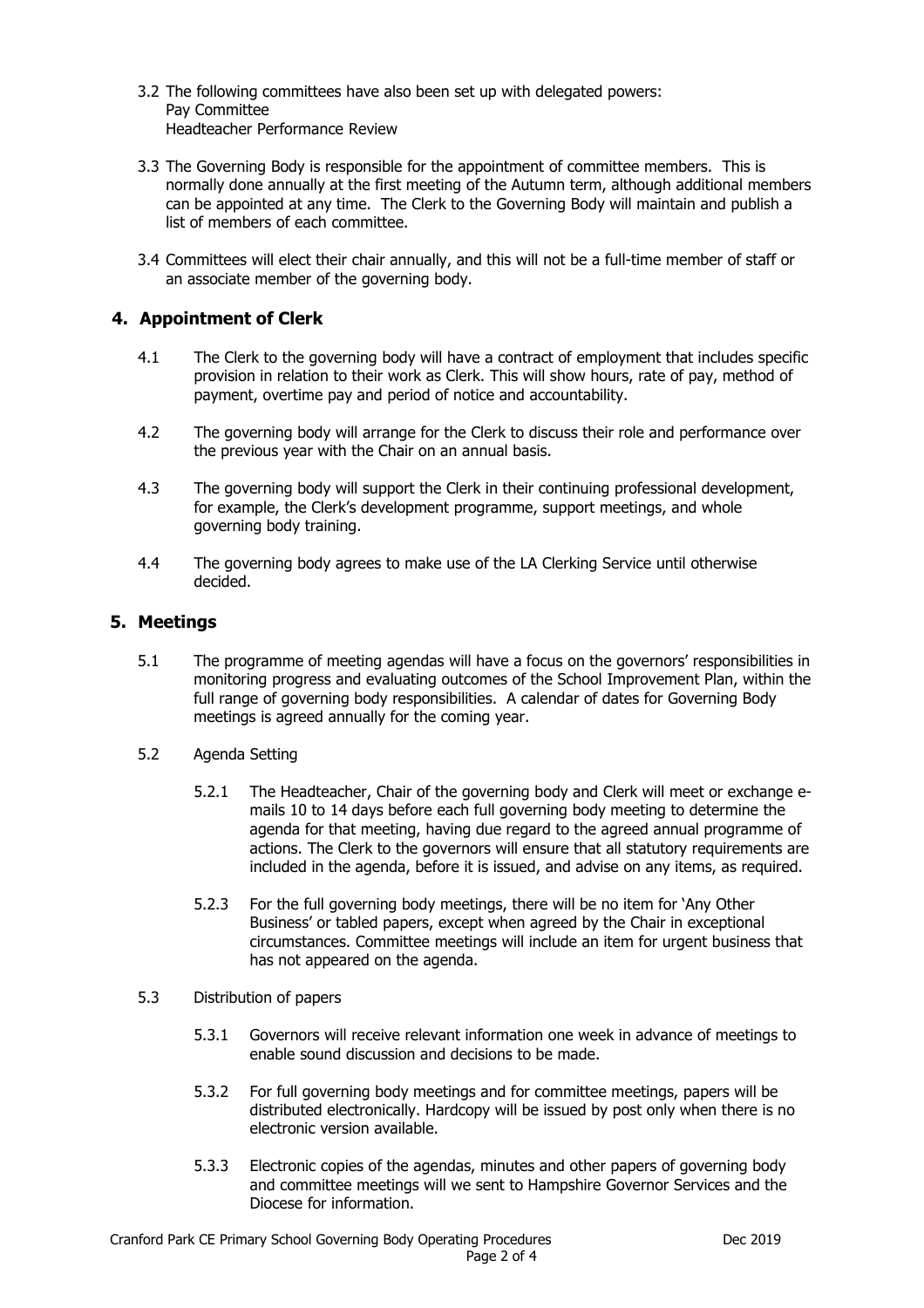3.2 The following committees have also been set up with delegated powers:
    Pay Committee
    Headteacher Performance Review

3.3 The Governing Body is responsible for the appointment of committee members. This is normally done annually at the first meeting of the Autumn term, although additional members can be appointed at any time. The Clerk to the Governing Body will maintain and publish a list of members of each committee.

3.4 Committees will elect their chair annually, and this will not be a full-time member of staff or an associate member of the governing body.

## 4. Appointment of Clerk

4.1 The Clerk to the governing body will have a contract of employment that includes specific provision in relation to their work as Clerk. This will show hours, rate of pay, method of payment, overtime pay and period of notice and accountability.

4.2 The governing body will arrange for the Clerk to discuss their role and performance over the previous year with the Chair on an annual basis.

4.3 The governing body will support the Clerk in their continuing professional development, for example, the Clerk's development programme, support meetings, and whole governing body training.

4.4 The governing body agrees to make use of the LA Clerking Service until otherwise decided.

## 5. Meetings

5.1 The programme of meeting agendas will have a focus on the governors' responsibilities in monitoring progress and evaluating outcomes of the School Improvement Plan, within the full range of governing body responsibilities. A calendar of dates for Governing Body meetings is agreed annually for the coming year.

5.2 Agenda Setting

5.2.1 The Headteacher, Chair of the governing body and Clerk will meet or exchange e-mails 10 to 14 days before each full governing body meeting to determine the agenda for that meeting, having due regard to the agreed annual programme of actions. The Clerk to the governors will ensure that all statutory requirements are included in the agenda, before it is issued, and advise on any items, as required.

5.2.3 For the full governing body meetings, there will be no item for 'Any Other Business' or tabled papers, except when agreed by the Chair in exceptional circumstances. Committee meetings will include an item for urgent business that has not appeared on the agenda.

5.3 Distribution of papers

5.3.1 Governors will receive relevant information one week in advance of meetings to enable sound discussion and decisions to be made.

5.3.2 For full governing body meetings and for committee meetings, papers will be distributed electronically. Hardcopy will be issued by post only when there is no electronic version available.

5.3.3 Electronic copies of the agendas, minutes and other papers of governing body and committee meetings will we sent to Hampshire Governor Services and the Diocese for information.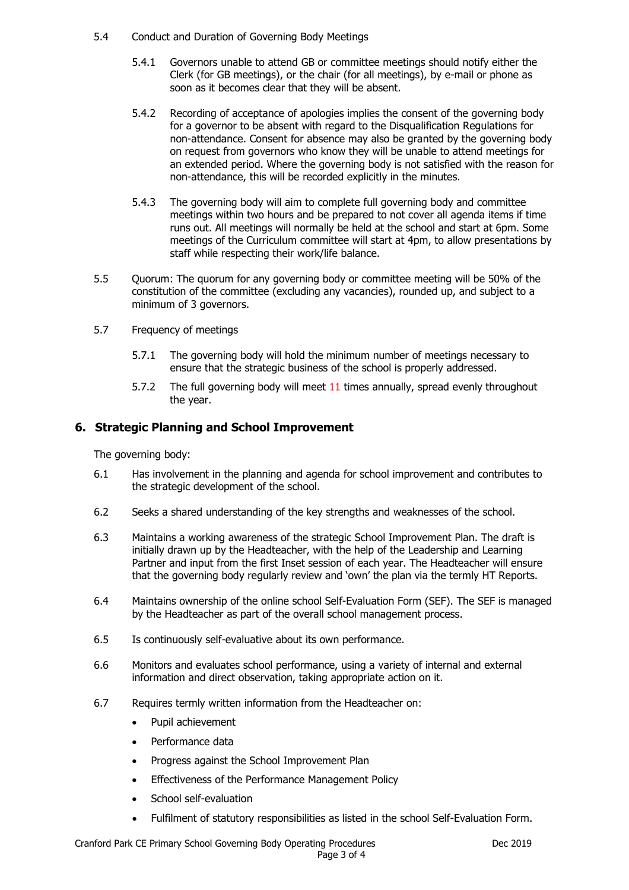5.4 Conduct and Duration of Governing Body Meetings

5.4.1 Governors unable to attend GB or committee meetings should notify either the Clerk (for GB meetings), or the chair (for all meetings), by e-mail or phone as soon as it becomes clear that they will be absent.

5.4.2 Recording of acceptance of apologies implies the consent of the governing body for a governor to be absent with regard to the Disqualification Regulations for non-attendance. Consent for absence may also be granted by the governing body on request from governors who know they will be unable to attend meetings for an extended period. Where the governing body is not satisfied with the reason for non-attendance, this will be recorded explicitly in the minutes.

5.4.3 The governing body will aim to complete full governing body and committee meetings within two hours and be prepared to not cover all agenda items if time runs out. All meetings will normally be held at the school and start at 6pm. Some meetings of the Curriculum committee will start at 4pm, to allow presentations by staff while respecting their work/life balance.

5.5 Quorum: The quorum for any governing body or committee meeting will be 50% of the constitution of the committee (excluding any vacancies), rounded up, and subject to a minimum of 3 governors.

5.7 Frequency of meetings

5.7.1 The governing body will hold the minimum number of meetings necessary to ensure that the strategic business of the school is properly addressed.

5.7.2 The full governing body will meet 11 times annually, spread evenly throughout the year.

## 6. Strategic Planning and School Improvement

The governing body:

6.1 Has involvement in the planning and agenda for school improvement and contributes to the strategic development of the school.

6.2 Seeks a shared understanding of the key strengths and weaknesses of the school.

6.3 Maintains a working awareness of the strategic School Improvement Plan. The draft is initially drawn up by the Headteacher, with the help of the Leadership and Learning Partner and input from the first Inset session of each year. The Headteacher will ensure that the governing body regularly review and 'own' the plan via the termly HT Reports.

6.4 Maintains ownership of the online school Self-Evaluation Form (SEF). The SEF is managed by the Headteacher as part of the overall school management process.

6.5 Is continuously self-evaluative about its own performance.

6.6 Monitors and evaluates school performance, using a variety of internal and external information and direct observation, taking appropriate action on it.

6.7 Requires termly written information from the Headteacher on:

- Pupil achievement
- Performance data
- Progress against the School Improvement Plan
- Effectiveness of the Performance Management Policy
- School self-evaluation
- Fulfilment of statutory responsibilities as listed in the school Self-Evaluation Form.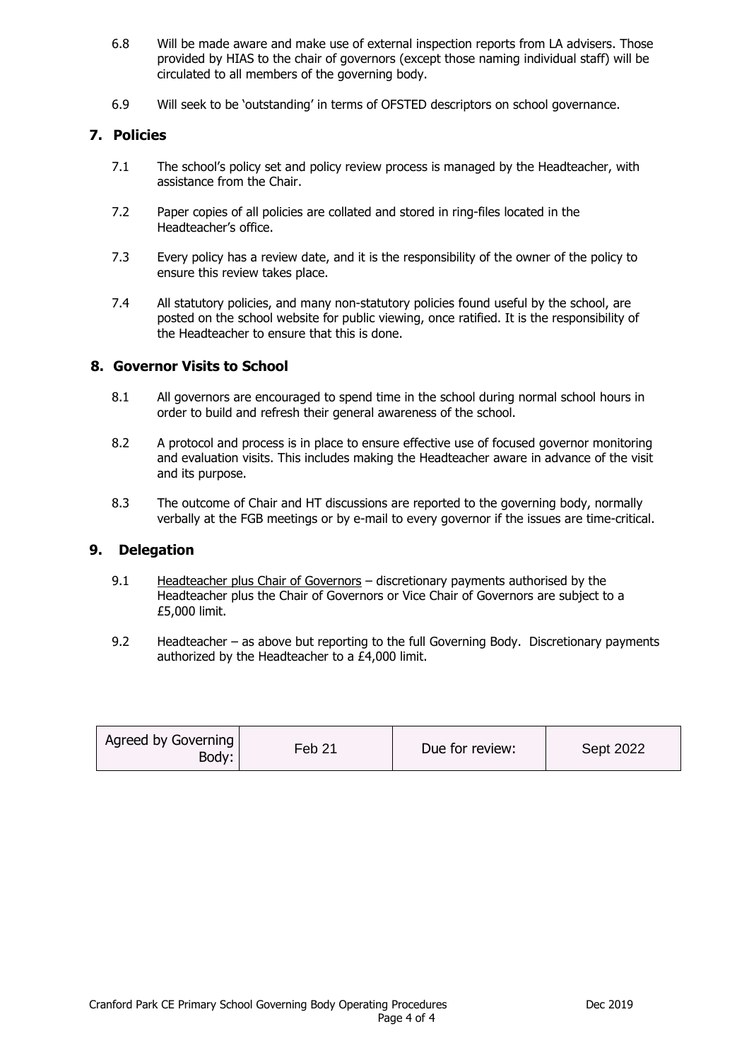6.8 Will be made aware and make use of external inspection reports from LA advisers. Those provided by HIAS to the chair of governors (except those naming individual staff) will be circulated to all members of the governing body.

6.9 Will seek to be 'outstanding' in terms of OFSTED descriptors on school governance.

## 7. Policies

7.1 The school's policy set and policy review process is managed by the Headteacher, with assistance from the Chair.

7.2 Paper copies of all policies are collated and stored in ring-files located in the Headteacher's office.

7.3 Every policy has a review date, and it is the responsibility of the owner of the policy to ensure this review takes place.

7.4 All statutory policies, and many non-statutory policies found useful by the school, are posted on the school website for public viewing, once ratified. It is the responsibility of the Headteacher to ensure that this is done.

## 8. Governor Visits to School

8.1 All governors are encouraged to spend time in the school during normal school hours in order to build and refresh their general awareness of the school.

8.2 A protocol and process is in place to ensure effective use of focused governor monitoring and evaluation visits. This includes making the Headteacher aware in advance of the visit and its purpose.

8.3 The outcome of Chair and HT discussions are reported to the governing body, normally verbally at the FGB meetings or by e-mail to every governor if the issues are time-critical.

## 9. Delegation

9.1 Headteacher plus Chair of Governors – discretionary payments authorised by the Headteacher plus the Chair of Governors or Vice Chair of Governors are subject to a £5,000 limit.

9.2 Headteacher – as above but reporting to the full Governing Body. Discretionary payments authorized by the Headteacher to a £4,000 limit.

| | | | |
|---|---|---|---|
| Agreed by Governing Body: | Feb 21 | Due for review: | Sept 2022 |

Cranford Park CE Primary School Governing Body Operating Procedures Dec 2019